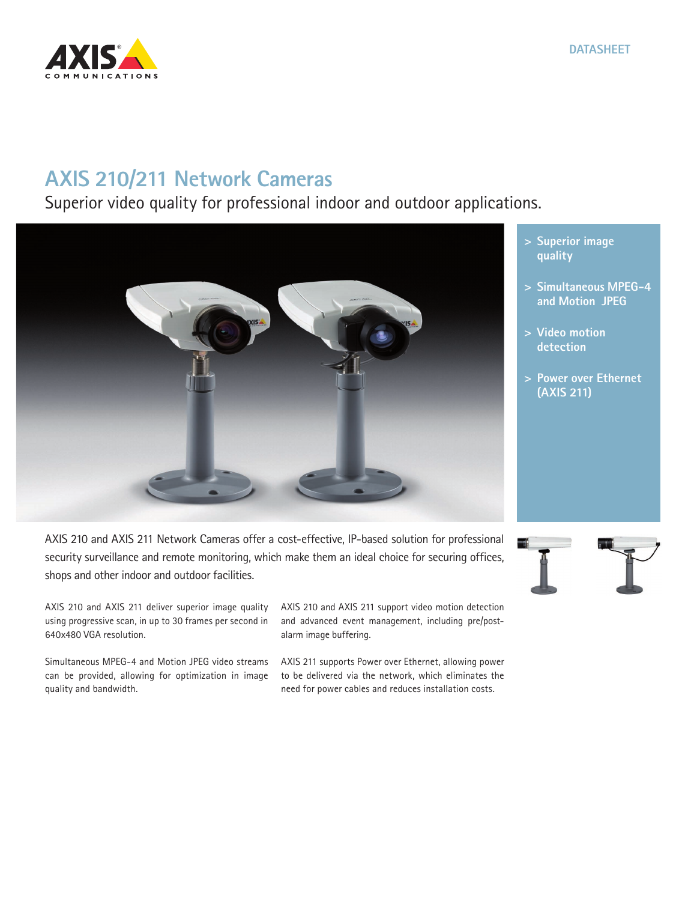DATASHEET

# AXIS 210/211 Network Cameras

Superior video quality for professional indoor and outdoor applications.

- > Superior image quality
- > Simultaneous MPEG-4 and Motion JPEG
- > Video motion detection
- > Power over Ethernet (AXIS 211)

AXIS 210 and AXIS 211 Network Cameras offer a cost-effective, IP-based solution for professional security surveillance and remote monitoring, which make them an ideal choice for securing offices, shops and other indoor and outdoor facilities.

AXIS 210 and AXIS 211 deliver superior image quality using progressive scan, in up to 30 frames per second in 640x480 VGA resolution.

Simultaneous MPEG-4 and Motion JPEG video streams can be provided, allowing for optimization in image quality and bandwidth.

AXIS 210 and AXIS 211 support video motion detection and advanced event management, including pre/post-alarm image buffering.

AXIS 211 supports Power over Ethernet, allowing power to be delivered via the network, which eliminates the need for power cables and reduces installation costs.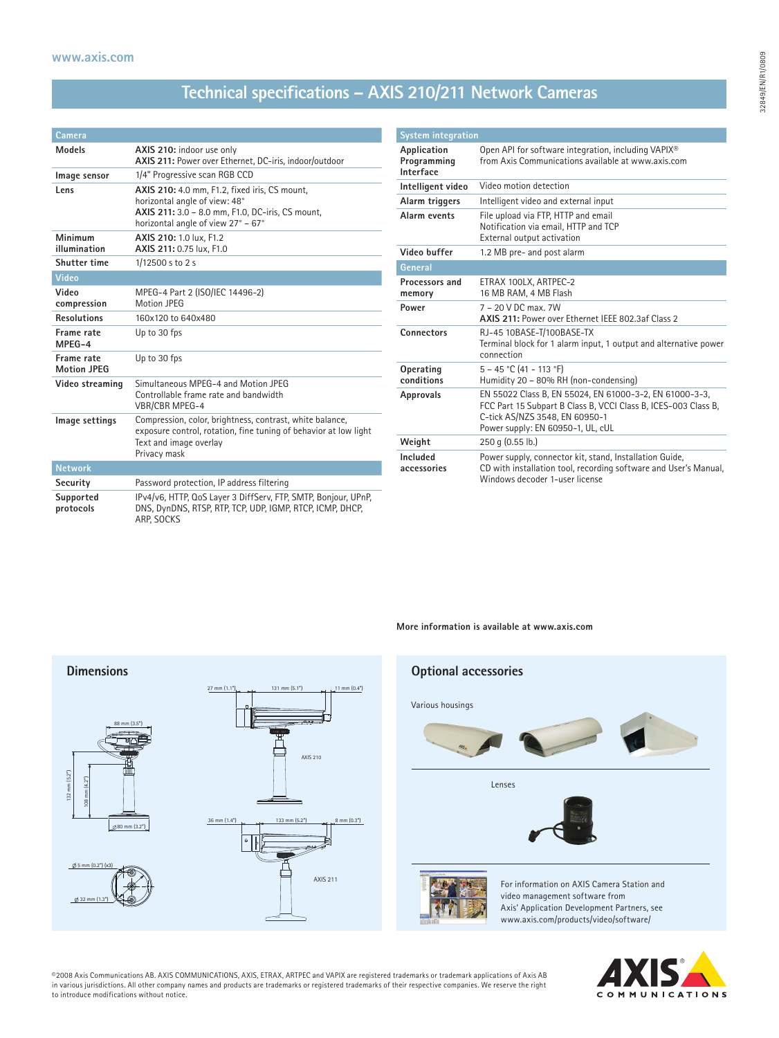www.axis.com

# Technical specifications – AXIS 210/211 Network Cameras

| Camera | |
|---|---|
| Models | **AXIS 210:** indoor use only<br>**AXIS 211:** Power over Ethernet, DC-iris, indoor/outdoor |
| Image sensor | 1/4" Progressive scan RGB CCD |
| Lens | **AXIS 210:** 4.0 mm, F1.2, fixed iris, CS mount, horizontal angle of view: 48°<br>**AXIS 211:** 3.0 – 8.0 mm, F1.0, DC-iris, CS mount, horizontal angle of view 27° – 67° |
| Minimum illumination | **AXIS 210:** 1.0 lux, F1.2<br>**AXIS 211:** 0.75 lux, F1.0 |
| Shutter time | 1/12500 s to 2 s |

| Video | |
|---|---|
| Video compression | MPEG-4 Part 2 (ISO/IEC 14496-2)<br>Motion JPEG |
| Resolutions | 160x120 to 640x480 |
| Frame rate MPEG-4 | Up to 30 fps |
| Frame rate Motion JPEG | Up to 30 fps |
| Video streaming | Simultaneous MPEG-4 and Motion JPEG<br>Controllable frame rate and bandwidth<br>VBR/CBR MPEG-4 |
| Image settings | Compression, color, brightness, contrast, white balance, exposure control, rotation, fine tuning of behavior at low light<br>Text and image overlay<br>Privacy mask |

| Network | |
|---|---|
| Security | Password protection, IP address filtering |
| Supported protocols | IPv4/v6, HTTP, QoS Layer 3 DiffServ, FTP, SMTP, Bonjour, UPnP, DNS, DynDNS, RTSP, RTP, TCP, UDP, IGMP, RTCP, ICMP, DHCP, ARP, SOCKS |

| System integration | |
|---|---|
| Application Programming Interface | Open API for software integration, including VAPIX® from Axis Communications available at www.axis.com |
| Intelligent video | Video motion detection |
| Alarm triggers | Intelligent video and external input |
| Alarm events | File upload via FTP, HTTP and email<br>Notification via email, HTTP and TCP<br>External output activation |
| Video buffer | 1.2 MB pre- and post alarm |

| General | |
|---|---|
| Processors and memory | ETRAX 100LX, ARTPEC-2<br>16 MB RAM, 4 MB Flash |
| Power | 7 – 20 V DC max. 7W<br>**AXIS 211:** Power over Ethernet IEEE 802.3af Class 2 |
| Connectors | RJ-45 10BASE-T/100BASE-TX<br>Terminal block for 1 alarm input, 1 output and alternative power connection |
| Operating conditions | 5 – 45 °C (41 - 113 °F)<br>Humidity 20 – 80% RH (non-condensing) |
| Approvals | EN 55022 Class B, EN 55024, EN 61000-3-2, EN 61000-3-3, FCC Part 15 Subpart B Class B, VCCI Class B, ICES-003 Class B, C-tick AS/NZS 3548, EN 60950-1<br>Power supply: EN 60950-1, UL, cUL |
| Weight | 250 g (0.55 lb.) |
| Included accessories | Power supply, connector kit, stand, Installation Guide, CD with installation tool, recording software and User's Manual, Windows decoder 1-user license |

**More information is available at www.axis.com**

## Dimensions

88 mm (3.5")
132 mm (5.2")
108 mm (4.2")
Ø 80 mm (3.2")
Ø 5 mm (0.2") (x3)
Ø 32 mm (1.3")

27 mm (1.1") 131 mm (5.1") 11 mm (0.4")
AXIS 210

36 mm (1.4") 133 mm (5.2") 8 mm (0.3")
AXIS 211

## Optional accessories

Various housings

Lenses

For information on AXIS Camera Station and video management software from Axis' Application Development Partners, see www.axis.com/products/video/software/

©2008 Axis Communications AB. AXIS COMMUNICATIONS, AXIS, ETRAX, ARTPEC and VAPIX are registered trademarks or trademark applications of Axis AB in various jurisdictions. All other company names and products are trademarks or registered trademarks of their respective companies. We reserve the right to introduce modifications without notice.

32849/EN/R1/0809